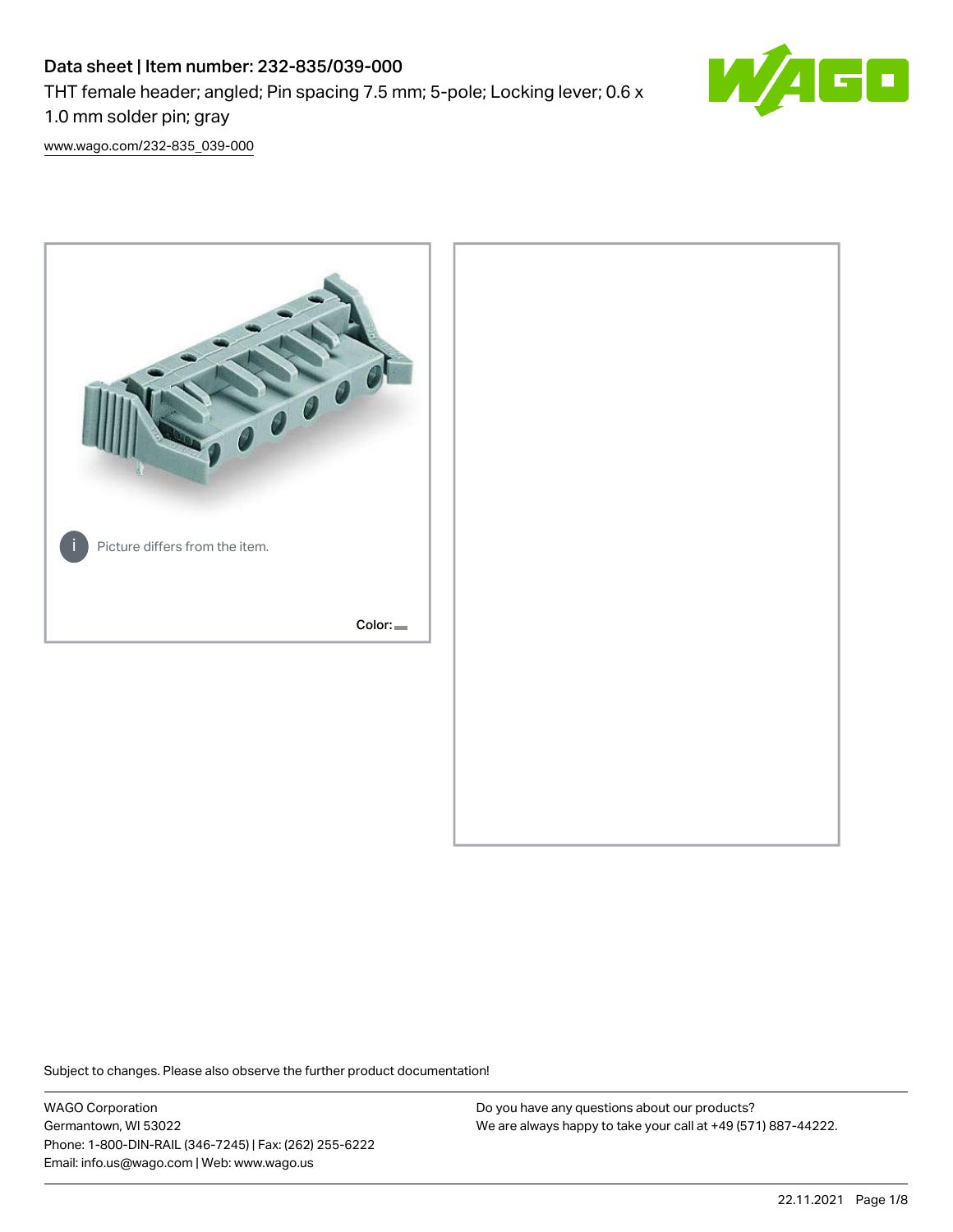# Data sheet | Item number: 232-835/039-000

THT female header; angled; Pin spacing 7.5 mm; 5-pole; Locking lever; 0.6 x 1.0 mm solder pin; gray

[www.wago.com/232-835_039-000](www.wago.com/232-835_039-000)

Picture differs from the item.

Color:

Subject to changes. Please also observe the further product documentation!

WAGO Corporation
Germantown, WI 53022
Phone: 1-800-DIN-RAIL (346-7245) | Fax: (262) 255-6222
Email: info.us@wago.com | Web: www.wago.us

Do you have any questions about our products?
We are always happy to take your call at +49 (571) 887-44222.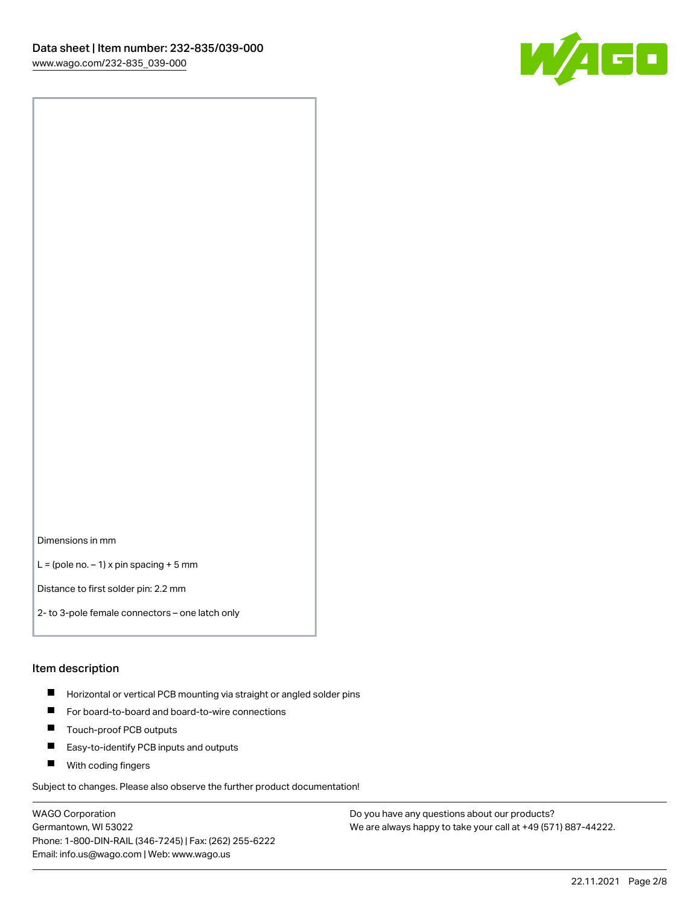Dimensions in mm

L = (pole no. − 1) x pin spacing + 5 mm

Distance to first solder pin: 2.2 mm

2- to 3-pole female connectors – one latch only

## Item description

- Horizontal or vertical PCB mounting via straight or angled solder pins
- For board-to-board and board-to-wire connections
- Touch-proof PCB outputs
- Easy-to-identify PCB inputs and outputs
- With coding fingers

Subject to changes. Please also observe the further product documentation!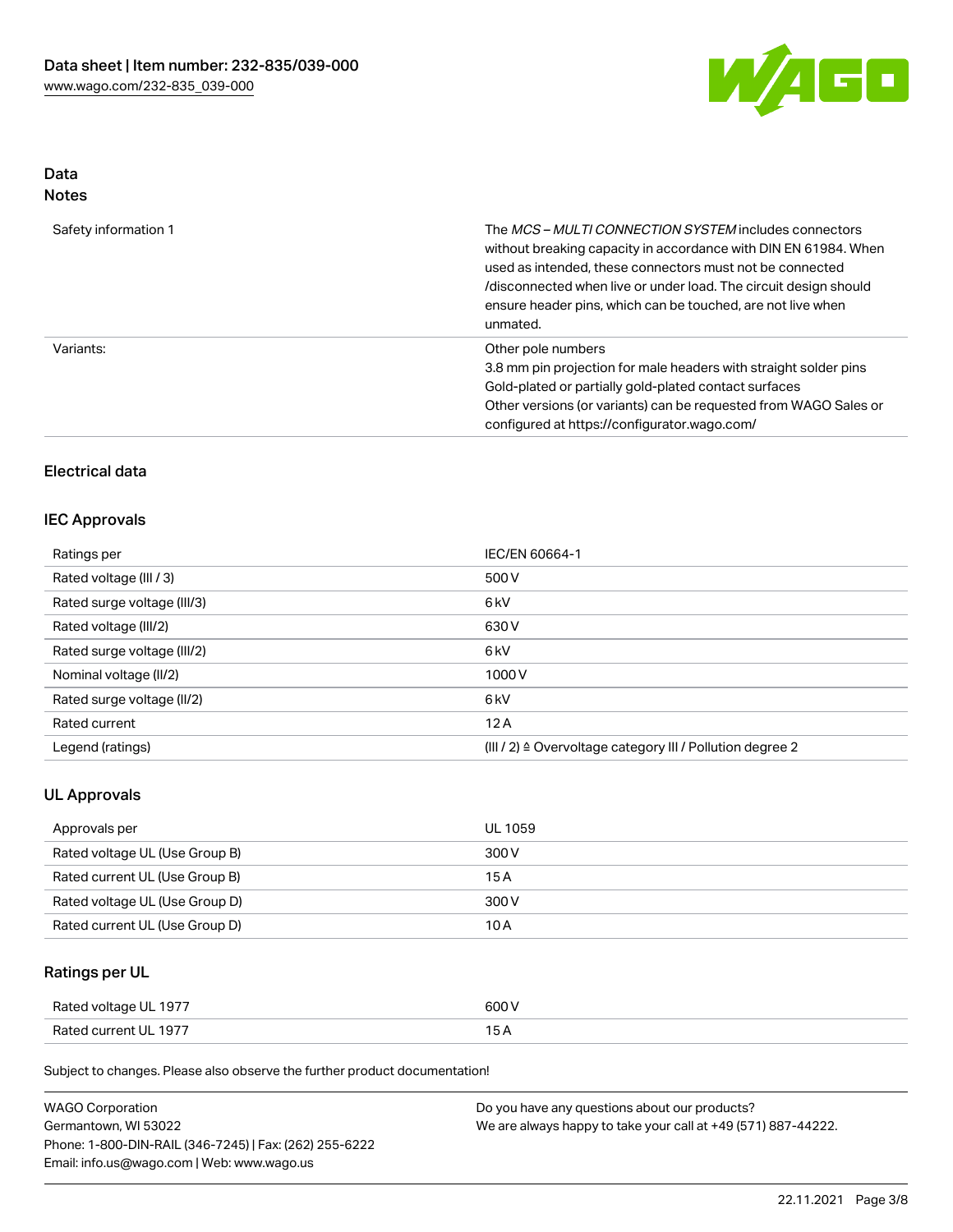## Data
### Notes

| | |
|---|---|
| Safety information 1 | The *MCS – MULTI CONNECTION SYSTEM* includes connectors without breaking capacity in accordance with DIN EN 61984. When used as intended, these connectors must not be connected /disconnected when live or under load. The circuit design should ensure header pins, which can be touched, are not live when unmated. |
| Variants: | Other pole numbers<br>3.8 mm pin projection for male headers with straight solder pins<br>Gold-plated or partially gold-plated contact surfaces<br>Other versions (or variants) can be requested from WAGO Sales or configured at https://configurator.wago.com/ |

## Electrical data

### IEC Approvals

| | |
|---|---|
| Ratings per | IEC/EN 60664-1 |
| Rated voltage (III / 3) | 500 V |
| Rated surge voltage (III/3) | 6 kV |
| Rated voltage (III/2) | 630 V |
| Rated surge voltage (III/2) | 6 kV |
| Nominal voltage (II/2) | 1000 V |
| Rated surge voltage (II/2) | 6 kV |
| Rated current | 12 A |
| Legend (ratings) | (III / 2) ≙ Overvoltage category III / Pollution degree 2 |

### UL Approvals

| | |
|---|---|
| Approvals per | UL 1059 |
| Rated voltage UL (Use Group B) | 300 V |
| Rated current UL (Use Group B) | 15 A |
| Rated voltage UL (Use Group D) | 300 V |
| Rated current UL (Use Group D) | 10 A |

### Ratings per UL

| | |
|---|---|
| Rated voltage UL 1977 | 600 V |
| Rated current UL 1977 | 15 A |

Subject to changes. Please also observe the further product documentation!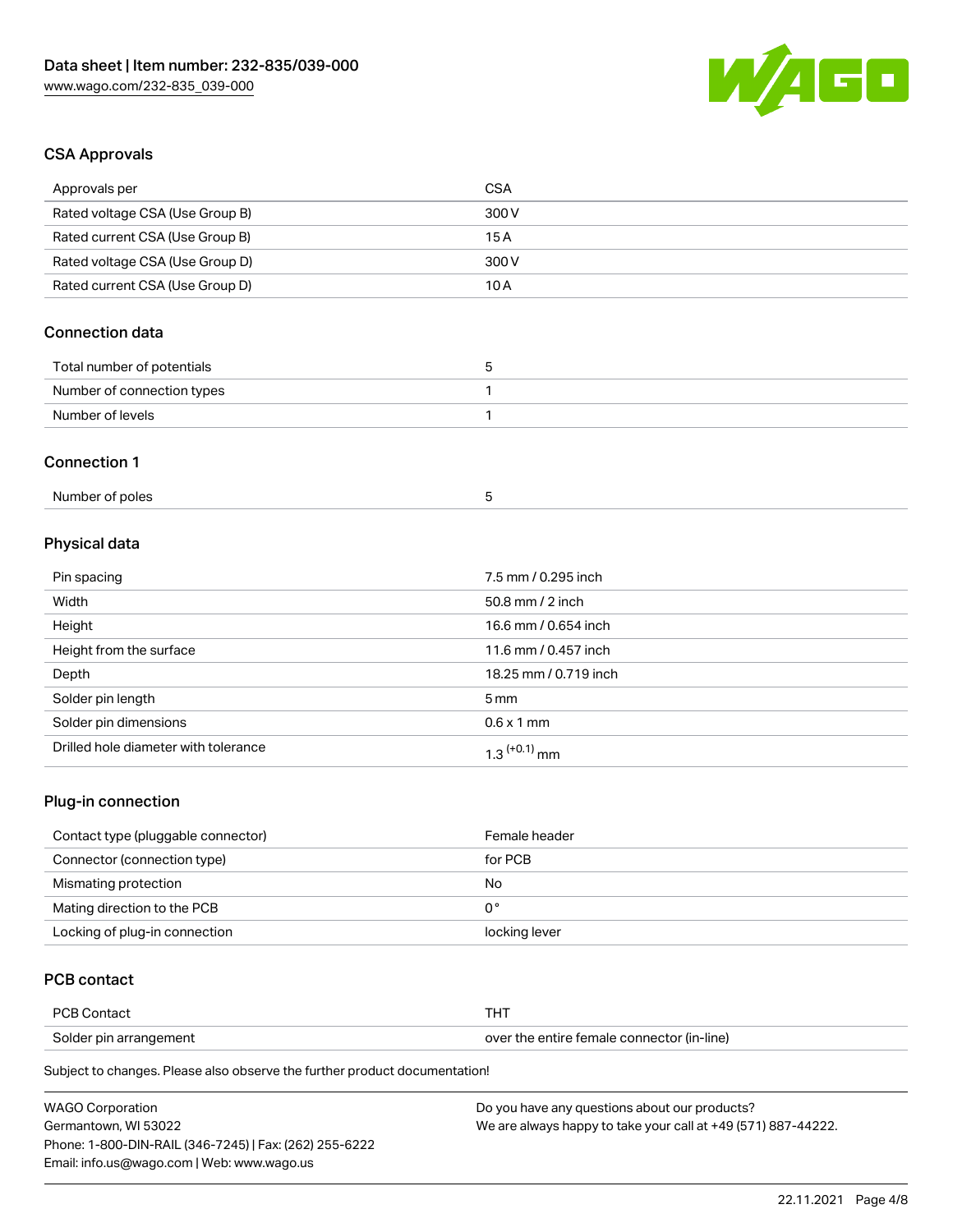## CSA Approvals

| Approvals per | CSA |
|---|---|
| Rated voltage CSA (Use Group B) | 300 V |
| Rated current CSA (Use Group B) | 15 A |
| Rated voltage CSA (Use Group D) | 300 V |
| Rated current CSA (Use Group D) | 10 A |

## Connection data

| Total number of potentials | 5 |
|---|---|
| Number of connection types | 1 |
| Number of levels | 1 |

## Connection 1

| Number of poles | 5 |
|---|---|

## Physical data

| Pin spacing | 7.5 mm / 0.295 inch |
|---|---|
| Width | 50.8 mm / 2 inch |
| Height | 16.6 mm / 0.654 inch |
| Height from the surface | 11.6 mm / 0.457 inch |
| Depth | 18.25 mm / 0.719 inch |
| Solder pin length | 5 mm |
| Solder pin dimensions | 0.6 x 1 mm |
| Drilled hole diameter with tolerance | $1.3^{(+0.1)}$ mm |

## Plug-in connection

| Contact type (pluggable connector) | Female header |
|---|---|
| Connector (connection type) | for PCB |
| Mismating protection | No |
| Mating direction to the PCB | 0° |
| Locking of plug-in connection | locking lever |

## PCB contact

| PCB Contact | THT |
|---|---|
| Solder pin arrangement | over the entire female connector (in-line) |

Subject to changes. Please also observe the further product documentation!

WAGO Corporation
Germantown, WI 53022
Phone: 1-800-DIN-RAIL (346-7245) | Fax: (262) 255-6222
Email: info.us@wago.com | Web: www.wago.us

Do you have any questions about our products?
We are always happy to take your call at +49 (571) 887-44222.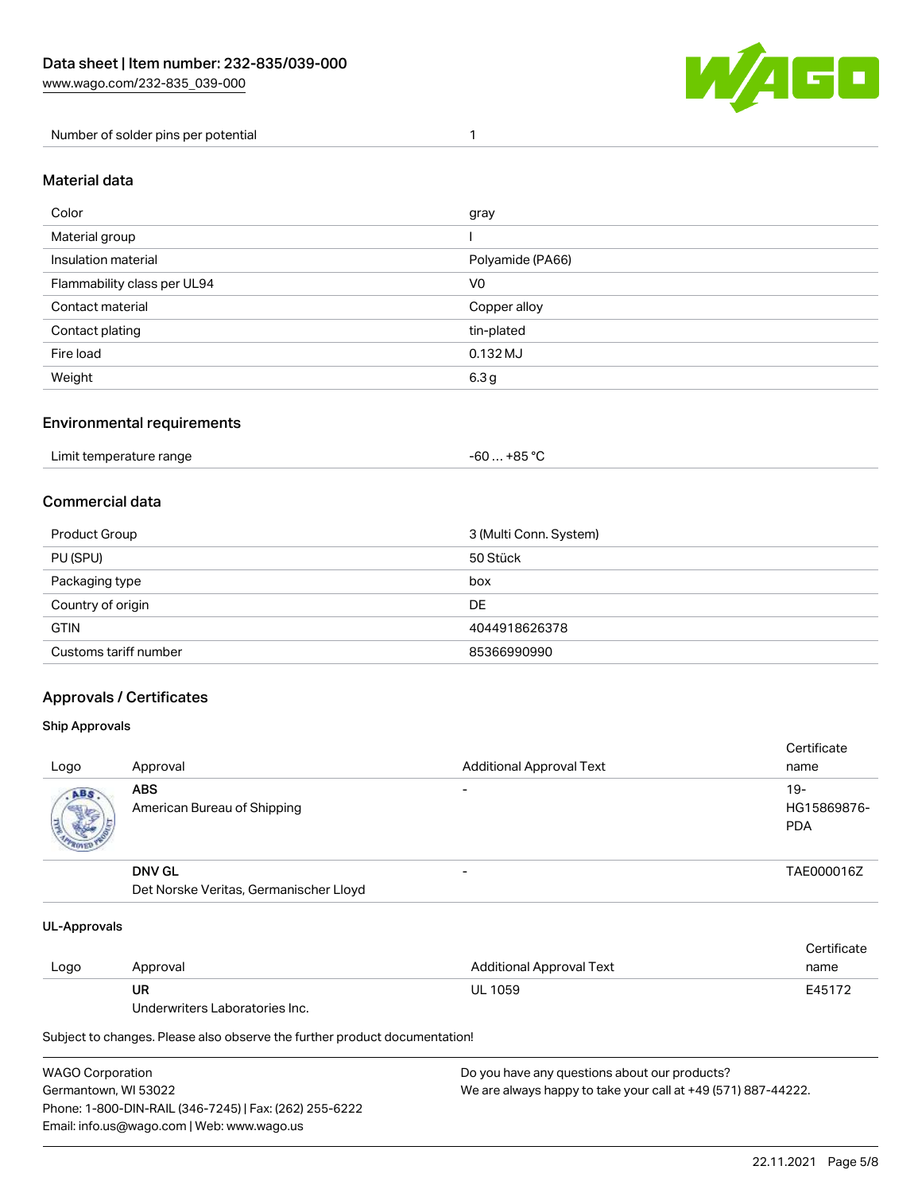| Number of solder pins per potential | 1 |
|---|---|

## Material data

| | |
|---|---|
| Color | gray |
| Material group | I |
| Insulation material | Polyamide (PA66) |
| Flammability class per UL94 | V0 |
| Contact material | Copper alloy |
| Contact plating | tin-plated |
| Fire load | 0.132 MJ |
| Weight | 6.3 g |

## Environmental requirements

| | |
|---|---|
| Limit temperature range | -60 … +85 °C |

## Commercial data

| | |
|---|---|
| Product Group | 3 (Multi Conn. System) |
| PU (SPU) | 50 Stück |
| Packaging type | box |
| Country of origin | DE |
| GTIN | 4044918626378 |
| Customs tariff number | 85366990990 |

## Approvals / Certificates

### Ship Approvals

| Logo | Approval | Additional Approval Text | Certificate name |
|---|---|---|---|
| | **ABS**<br>American Bureau of Shipping | - | 19-HG15869876-PDA |
| | **DNV GL**<br>Det Norske Veritas, Germanischer Lloyd | - | TAE000016Z |

### UL-Approvals

| Logo | Approval | Additional Approval Text | Certificate name |
|---|---|---|---|
| | **UR**<br>Underwriters Laboratories Inc. | UL 1059 | E45172 |

Subject to changes. Please also observe the further product documentation!

WAGO Corporation
Germantown, WI 53022
Phone: 1-800-DIN-RAIL (346-7245) | Fax: (262) 255-6222
Email: info.us@wago.com | Web: www.wago.us

Do you have any questions about our products?
We are always happy to take your call at +49 (571) 887-44222.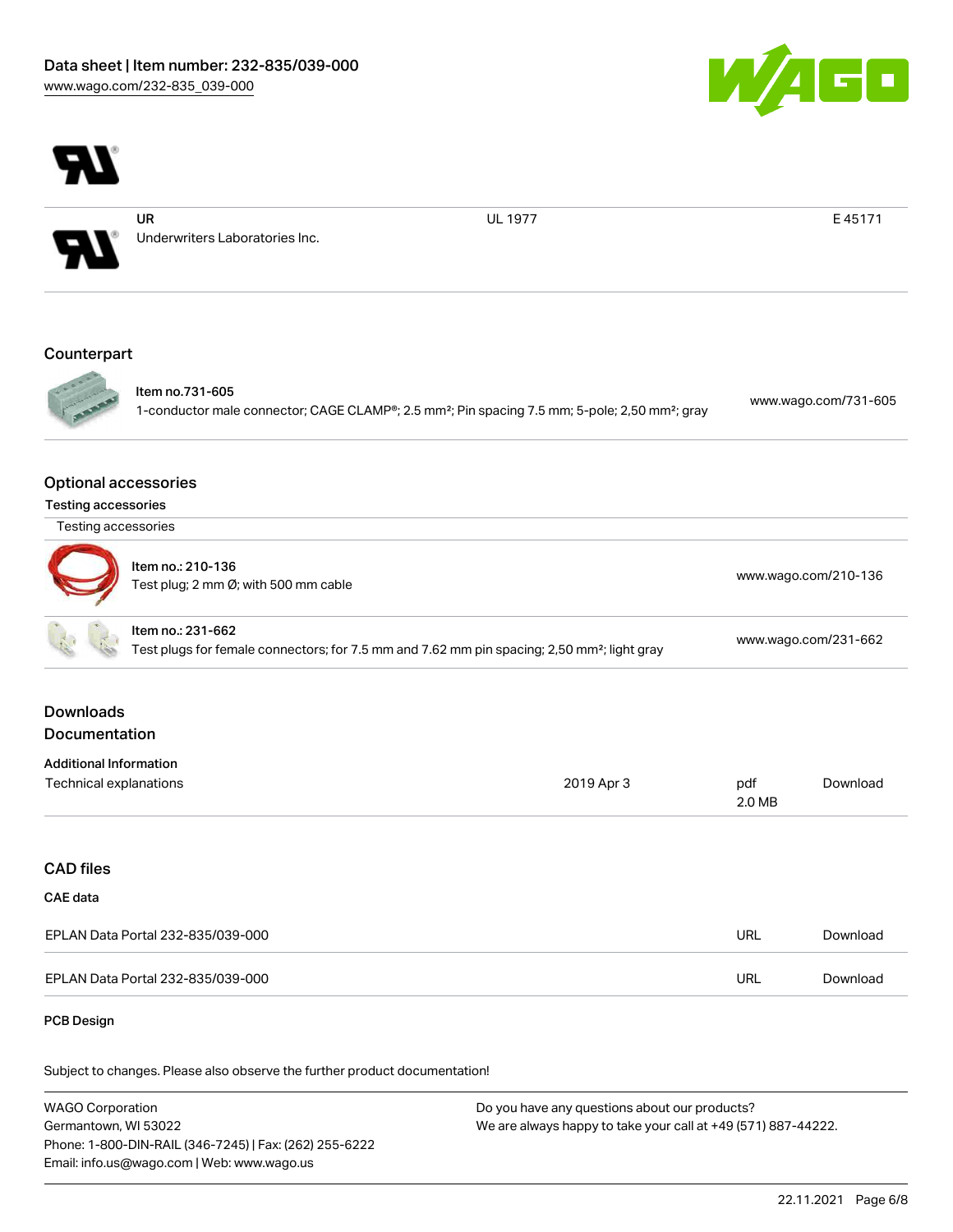| | | | |
|---|---|---|---|
| | UR<br>Underwriters Laboratories Inc. | UL 1977 | E 45171 |

## Counterpart

| | | |
|---|---|---|
| | Item no.731-605<br>1-conductor male connector; CAGE CLAMP®; 2.5 mm²; Pin spacing 7.5 mm; 5-pole; 2,50 mm²; gray | www.wago.com/731-605 |

## Optional accessories

### Testing accessories

| Testing accessories | | |
|---|---|---|
| | Item no.: 210-136<br>Test plug; 2 mm Ø; with 500 mm cable | www.wago.com/210-136 |
| | Item no.: 231-662<br>Test plugs for female connectors; for 7.5 mm and 7.62 mm pin spacing; 2,50 mm²; light gray | www.wago.com/231-662 |

## Downloads

## Documentation

### Additional Information

| | | | |
|---|---|---|---|
| Technical explanations | 2019 Apr 3 | pdf<br>2.0 MB | Download |

## CAD files

### CAE data

| | | |
|---|---|---|
| EPLAN Data Portal 232-835/039-000 | URL | Download |
| EPLAN Data Portal 232-835/039-000 | URL | Download |

### PCB Design

Subject to changes. Please also observe the further product documentation!

WAGO Corporation
Germantown, WI 53022
Phone: 1-800-DIN-RAIL (346-7245) | Fax: (262) 255-6222
Email: info.us@wago.com | Web: www.wago.us

Do you have any questions about our products?
We are always happy to take your call at +49 (571) 887-44222.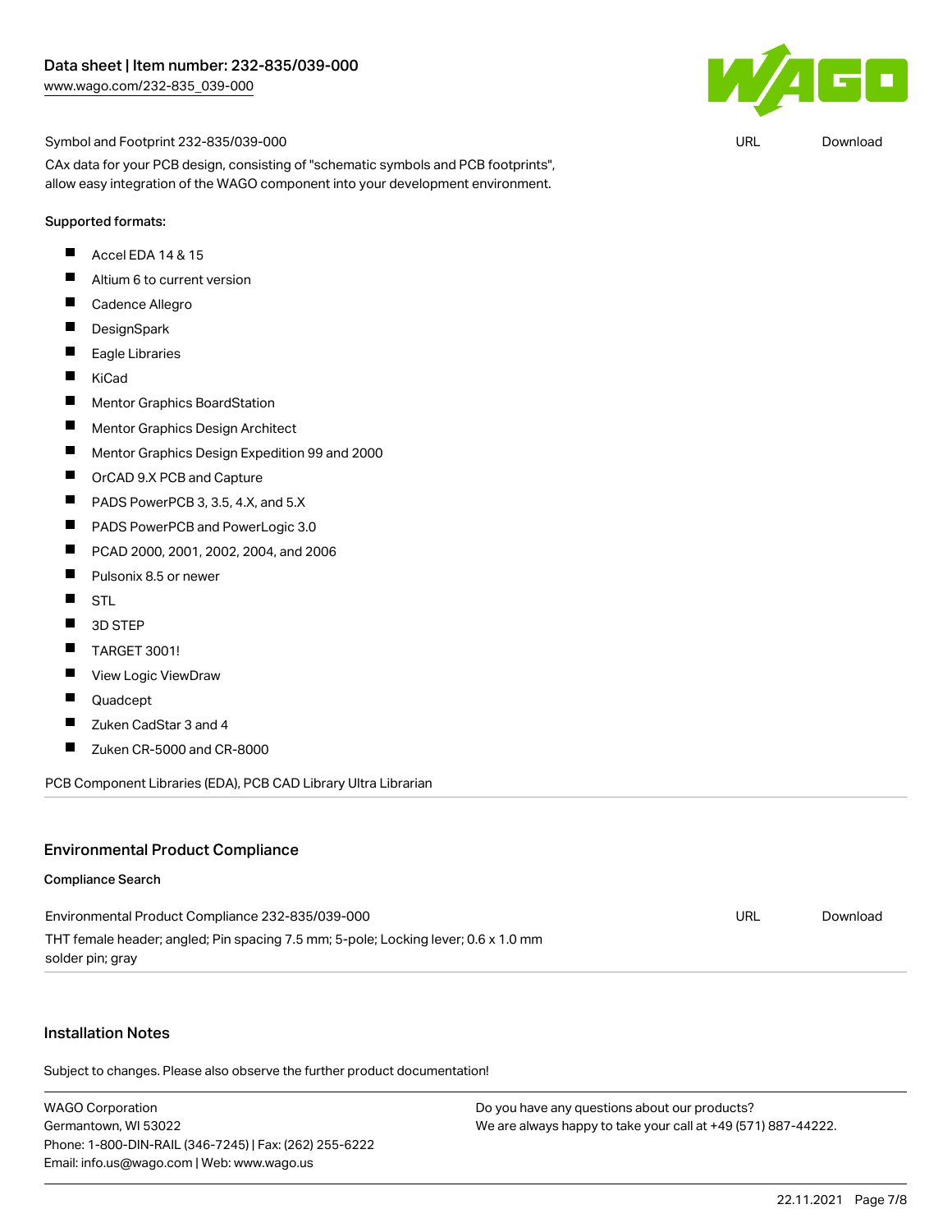Symbol and Footprint 232-835/039-000 | URL | Download

CAx data for your PCB design, consisting of "schematic symbols and PCB footprints", allow easy integration of the WAGO component into your development environment.

Supported formats:

- Accel EDA 14 & 15
- Altium 6 to current version
- Cadence Allegro
- DesignSpark
- Eagle Libraries
- KiCad
- Mentor Graphics BoardStation
- Mentor Graphics Design Architect
- Mentor Graphics Design Expedition 99 and 2000
- OrCAD 9.X PCB and Capture
- PADS PowerPCB 3, 3.5, 4.X, and 5.X
- PADS PowerPCB and PowerLogic 3.0
- PCAD 2000, 2001, 2002, 2004, and 2006
- Pulsonix 8.5 or newer
- STL
- 3D STEP
- TARGET 3001!
- View Logic ViewDraw
- Quadcept
- Zuken CadStar 3 and 4
- Zuken CR-5000 and CR-8000

PCB Component Libraries (EDA), PCB CAD Library Ultra Librarian

## Environmental Product Compliance

### Compliance Search

Environmental Product Compliance 232-835/039-000 | URL | Download

THT female header; angled; Pin spacing 7.5 mm; 5-pole; Locking lever; 0.6 x 1.0 mm solder pin; gray

## Installation Notes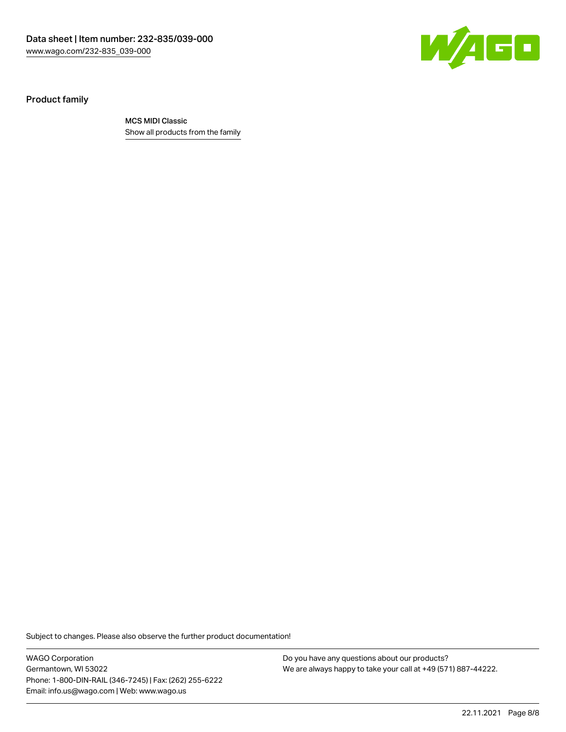## Product family

MCS MIDI Classic
Show all products from the family

Subject to changes. Please also observe the further product documentation!

WAGO Corporation
Germantown, WI 53022
Phone: 1-800-DIN-RAIL (346-7245) | Fax: (262) 255-6222
Email: info.us@wago.com | Web: www.wago.us

Do you have any questions about our products?
We are always happy to take your call at +49 (571) 887-44222.